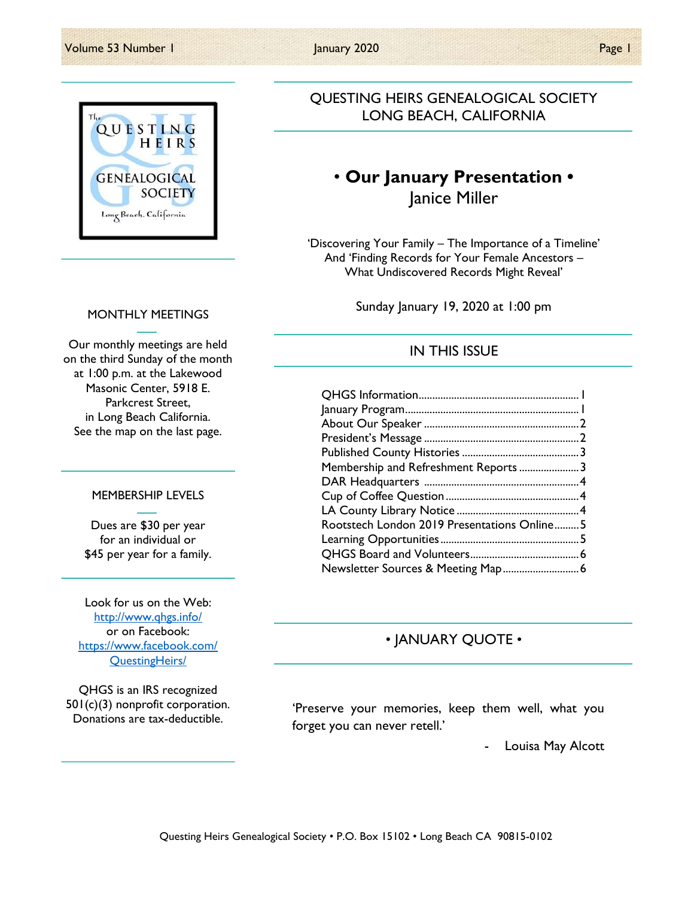# QUESTING HEIRS GENEALOGICAL SOCIETY
## LONG BEACH, CALIFORNIA

## • Our January Presentation •
### Janice Miller

'Discovering Your Family – The Importance of a Timeline'
And 'Finding Records for Your Female Ancestors –
What Undiscovered Records Might Reveal'

Sunday January 19, 2020 at 1:00 pm

## IN THIS ISSUE

- QHGS Information.......... 1
- January Program.......... 1
- About Our Speaker.......... 2
- President's Message.......... 2
- Published County Histories.......... 3
- Membership and Refreshment Reports.......... 3
- DAR Headquarters.......... 4
- Cup of Coffee Question.......... 4
- LA County Library Notice.......... 4
- Rootstech London 2019 Presentations Online.......... 5
- Learning Opportunities.......... 5
- QHGS Board and Volunteers.......... 6
- Newsletter Sources & Meeting Map.......... 6

## • JANUARY QUOTE •

'Preserve your memories, keep them well, what you forget you can never retell.'

- Louisa May Alcott

## MONTHLY MEETINGS

Our monthly meetings are held on the third Sunday of the month at 1:00 p.m. at the Lakewood Masonic Center, 5918 E. Parkcrest Street, in Long Beach California. See the map on the last page.

## MEMBERSHIP LEVELS

Dues are $30 per year for an individual or $45 per year for a family.

Look for us on the Web:
http://www.qhgs.info/
or on Facebook:
https://www.facebook.com/QuestingHeirs/

QHGS is an IRS recognized 501(c)(3) nonprofit corporation. Donations are tax-deductible.

Questing Heirs Genealogical Society • P.O. Box 15102 • Long Beach CA 90815-0102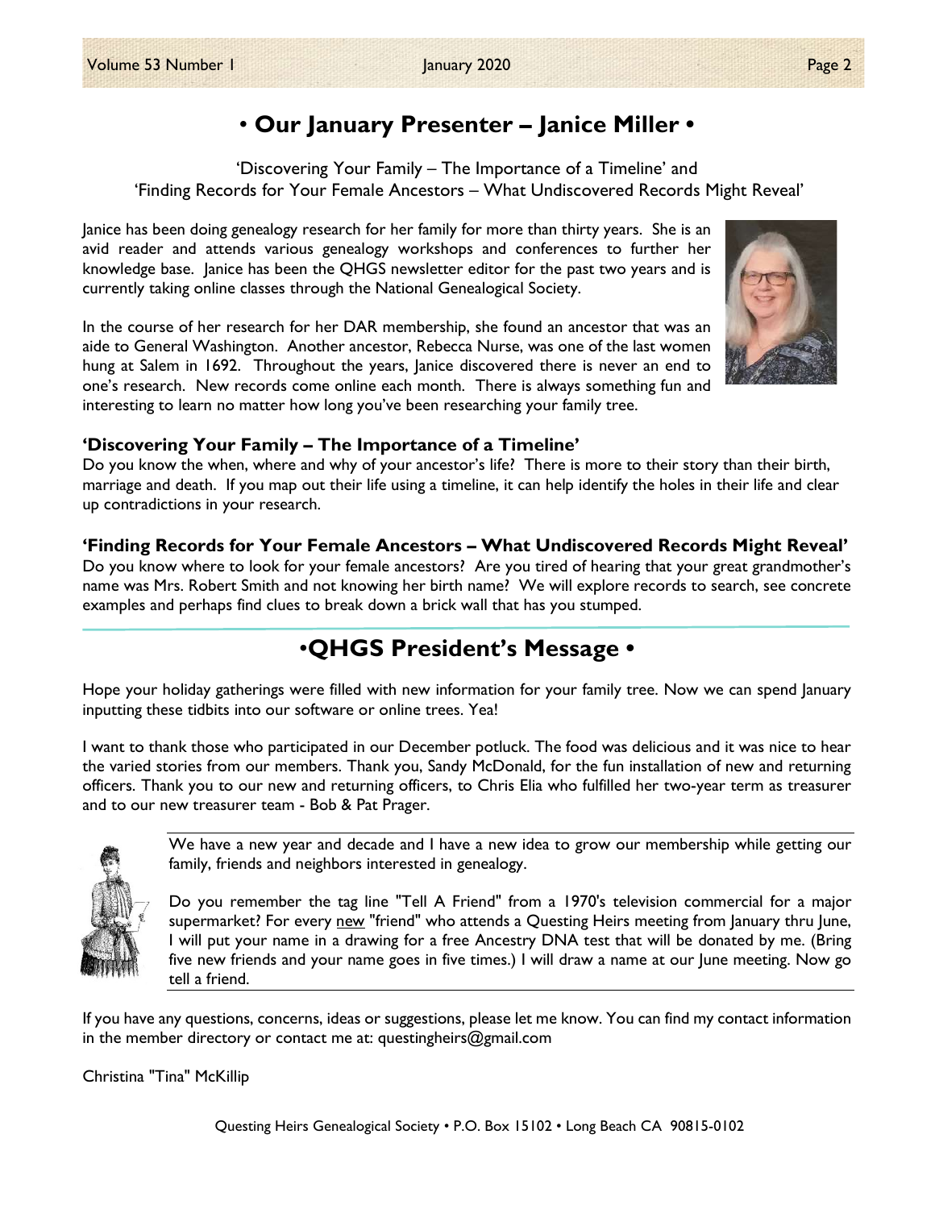## • Our January Presenter – Janice Miller •

'Discovering Your Family – The Importance of a Timeline' and
'Finding Records for Your Female Ancestors – What Undiscovered Records Might Reveal'

Janice has been doing genealogy research for her family for more than thirty years. She is an avid reader and attends various genealogy workshops and conferences to further her knowledge base. Janice has been the QHGS newsletter editor for the past two years and is currently taking online classes through the National Genealogical Society.

In the course of her research for her DAR membership, she found an ancestor that was an aide to General Washington. Another ancestor, Rebecca Nurse, was one of the last women hung at Salem in 1692. Throughout the years, Janice discovered there is never an end to one's research. New records come online each month. There is always something fun and interesting to learn no matter how long you've been researching your family tree.

### 'Discovering Your Family – The Importance of a Timeline'

Do you know the when, where and why of your ancestor's life? There is more to their story than their birth, marriage and death. If you map out their life using a timeline, it can help identify the holes in their life and clear up contradictions in your research.

### 'Finding Records for Your Female Ancestors – What Undiscovered Records Might Reveal'

Do you know where to look for your female ancestors? Are you tired of hearing that your great grandmother's name was Mrs. Robert Smith and not knowing her birth name? We will explore records to search, see concrete examples and perhaps find clues to break down a brick wall that has you stumped.

## •QHGS President's Message •

Hope your holiday gatherings were filled with new information for your family tree. Now we can spend January inputting these tidbits into our software or online trees. Yea!

I want to thank those who participated in our December potluck. The food was delicious and it was nice to hear the varied stories from our members. Thank you, Sandy McDonald, for the fun installation of new and returning officers. Thank you to our new and returning officers, to Chris Elia who fulfilled her two-year term as treasurer and to our new treasurer team - Bob & Pat Prager.

We have a new year and decade and I have a new idea to grow our membership while getting our family, friends and neighbors interested in genealogy.

Do you remember the tag line "Tell A Friend" from a 1970's television commercial for a major supermarket? For every new "friend" who attends a Questing Heirs meeting from January thru June, I will put your name in a drawing for a free Ancestry DNA test that will be donated by me. (Bring five new friends and your name goes in five times.) I will draw a name at our June meeting. Now go tell a friend.

If you have any questions, concerns, ideas or suggestions, please let me know. You can find my contact information in the member directory or contact me at: questingheirs@gmail.com

Christina "Tina" McKillip

Questing Heirs Genealogical Society • P.O. Box 15102 • Long Beach CA 90815-0102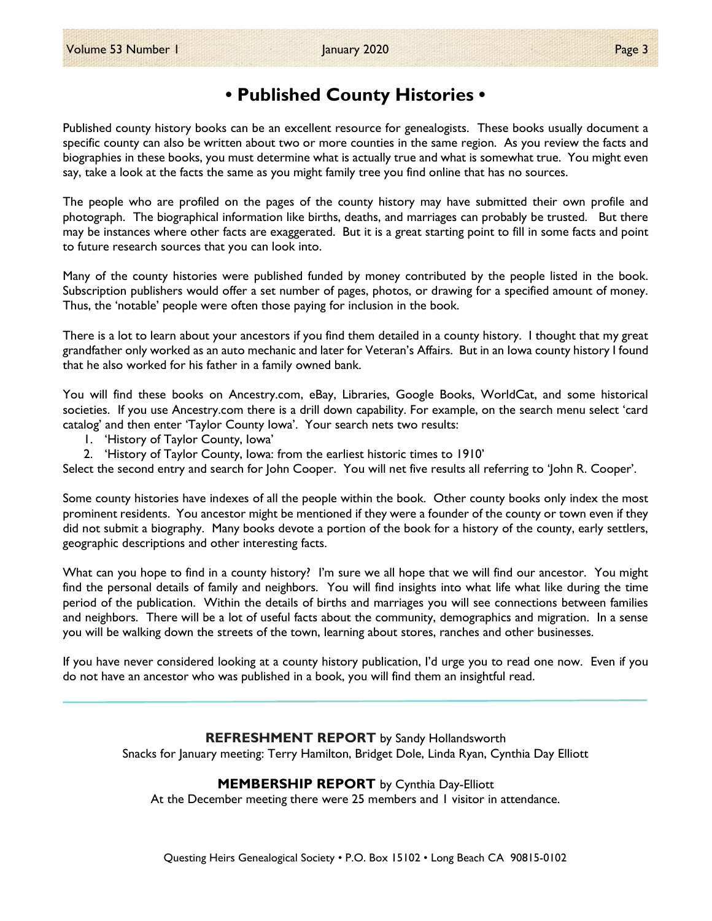# • Published County Histories •

Published county history books can be an excellent resource for genealogists. These books usually document a specific county can also be written about two or more counties in the same region. As you review the facts and biographies in these books, you must determine what is actually true and what is somewhat true. You might even say, take a look at the facts the same as you might family tree you find online that has no sources.

The people who are profiled on the pages of the county history may have submitted their own profile and photograph. The biographical information like births, deaths, and marriages can probably be trusted. But there may be instances where other facts are exaggerated. But it is a great starting point to fill in some facts and point to future research sources that you can look into.

Many of the county histories were published funded by money contributed by the people listed in the book. Subscription publishers would offer a set number of pages, photos, or drawing for a specified amount of money. Thus, the 'notable' people were often those paying for inclusion in the book.

There is a lot to learn about your ancestors if you find them detailed in a county history. I thought that my great grandfather only worked as an auto mechanic and later for Veteran's Affairs. But in an Iowa county history I found that he also worked for his father in a family owned bank.

You will find these books on Ancestry.com, eBay, Libraries, Google Books, WorldCat, and some historical societies. If you use Ancestry.com there is a drill down capability. For example, on the search menu select 'card catalog' and then enter 'Taylor County Iowa'. Your search nets two results:

1. 'History of Taylor County, Iowa'
2. 'History of Taylor County, Iowa: from the earliest historic times to 1910'

Select the second entry and search for John Cooper. You will net five results all referring to 'John R. Cooper'.

Some county histories have indexes of all the people within the book. Other county books only index the most prominent residents. You ancestor might be mentioned if they were a founder of the county or town even if they did not submit a biography. Many books devote a portion of the book for a history of the county, early settlers, geographic descriptions and other interesting facts.

What can you hope to find in a county history? I'm sure we all hope that we will find our ancestor. You might find the personal details of family and neighbors. You will find insights into what life what like during the time period of the publication. Within the details of births and marriages you will see connections between families and neighbors. There will be a lot of useful facts about the community, demographics and migration. In a sense you will be walking down the streets of the town, learning about stores, ranches and other businesses.

If you have never considered looking at a county history publication, I'd urge you to read one now. Even if you do not have an ancestor who was published in a book, you will find them an insightful read.

---

**REFRESHMENT REPORT** by Sandy Hollandsworth

Snacks for January meeting: Terry Hamilton, Bridget Dole, Linda Ryan, Cynthia Day Elliott

**MEMBERSHIP REPORT** by Cynthia Day-Elliott

At the December meeting there were 25 members and 1 visitor in attendance.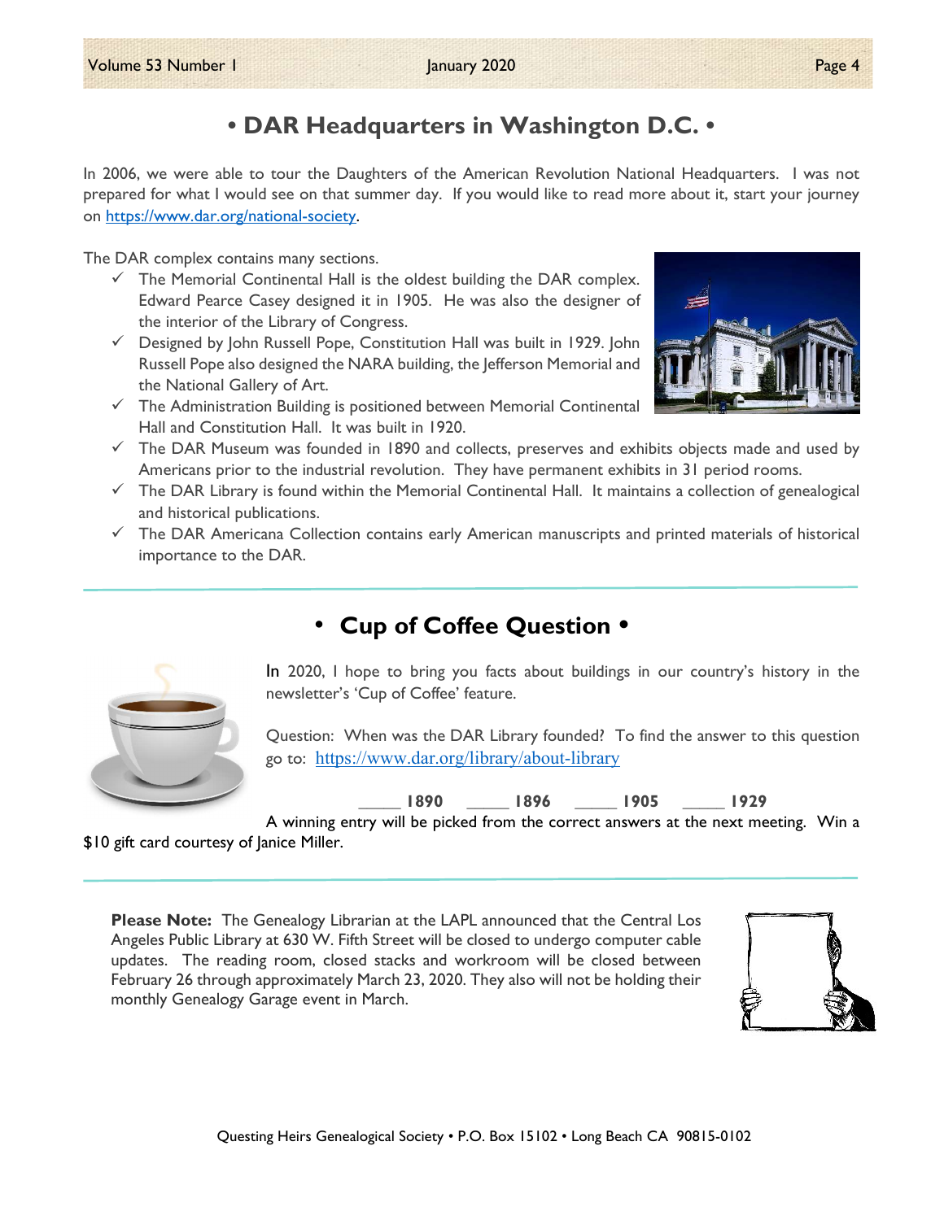# • DAR Headquarters in Washington D.C. •

In 2006, we were able to tour the Daughters of the American Revolution National Headquarters. I was not prepared for what I would see on that summer day. If you would like to read more about it, start your journey on [https://www.dar.org/national-society](https://www.dar.org/national-society).

The DAR complex contains many sections.

- ✓ The Memorial Continental Hall is the oldest building the DAR complex. Edward Pearce Casey designed it in 1905. He was also the designer of the interior of the Library of Congress.
- ✓ Designed by John Russell Pope, Constitution Hall was built in 1929. John Russell Pope also designed the NARA building, the Jefferson Memorial and the National Gallery of Art.
- ✓ The Administration Building is positioned between Memorial Continental Hall and Constitution Hall. It was built in 1920.
- ✓ The DAR Museum was founded in 1890 and collects, preserves and exhibits objects made and used by Americans prior to the industrial revolution. They have permanent exhibits in 31 period rooms.
- ✓ The DAR Library is found within the Memorial Continental Hall. It maintains a collection of genealogical and historical publications.
- ✓ The DAR Americana Collection contains early American manuscripts and printed materials of historical importance to the DAR.

---

# • Cup of Coffee Question •

In 2020, I hope to bring you facts about buildings in our country's history in the newsletter's 'Cup of Coffee' feature.

Question: When was the DAR Library founded? To find the answer to this question go to: [https://www.dar.org/library/about-library](https://www.dar.org/library/about-library)

_____ **1890** _____ **1896** _____ **1905** _____ **1929**

A winning entry will be picked from the correct answers at the next meeting. Win a $10 gift card courtesy of Janice Miller.

---

**Please Note:** The Genealogy Librarian at the LAPL announced that the Central Los Angeles Public Library at 630 W. Fifth Street will be closed to undergo computer cable updates. The reading room, closed stacks and workroom will be closed between February 26 through approximately March 23, 2020. They also will not be holding their monthly Genealogy Garage event in March.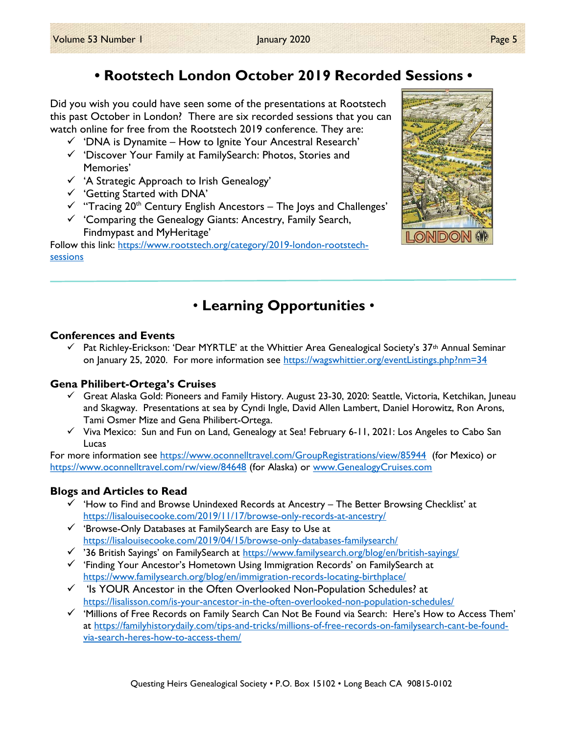# • Rootstech London October 2019 Recorded Sessions •

Did you wish you could have seen some of the presentations at Rootstech this past October in London? There are six recorded sessions that you can watch online for free from the Rootstech 2019 conference. They are:

- ✓ 'DNA is Dynamite – How to Ignite Your Ancestral Research'
- ✓ 'Discover Your Family at FamilySearch: Photos, Stories and Memories'
- ✓ 'A Strategic Approach to Irish Genealogy'
- ✓ 'Getting Started with DNA'
- ✓ "Tracing 20th Century English Ancestors – The Joys and Challenges'
- ✓ 'Comparing the Genealogy Giants: Ancestry, Family Search, Findmypast and MyHeritage'

Follow this link: https://www.rootstech.org/category/2019-london-rootstech-sessions

# • Learning Opportunities •

### Conferences and Events

- ✓ Pat Richley-Erickson: 'Dear MYRTLE' at the Whittier Area Genealogical Society's 37th Annual Seminar on January 25, 2020. For more information see https://wagswhittier.org/eventListings.php?nm=34

### Gena Philibert-Ortega's Cruises

- ✓ Great Alaska Gold: Pioneers and Family History. August 23-30, 2020: Seattle, Victoria, Ketchikan, Juneau and Skagway. Presentations at sea by Cyndi Ingle, David Allen Lambert, Daniel Horowitz, Ron Arons, Tami Osmer Mize and Gena Philibert-Ortega.
- ✓ Viva Mexico: Sun and Fun on Land, Genealogy at Sea! February 6-11, 2021: Los Angeles to Cabo San Lucas

For more information see https://www.oconnelltravel.com/GroupRegistrations/view/85944 (for Mexico) or https://www.oconnelltravel.com/rw/view/84648 (for Alaska) or www.GenealogyCruises.com

### Blogs and Articles to Read

- ✓ 'How to Find and Browse Unindexed Records at Ancestry – The Better Browsing Checklist' at https://lisalouisecooke.com/2019/11/17/browse-only-records-at-ancestry/
- ✓ 'Browse-Only Databases at FamilySearch are Easy to Use at https://lisalouisecooke.com/2019/04/15/browse-only-databases-familysearch/
- ✓ '36 British Sayings' on FamilySearch at https://www.familysearch.org/blog/en/british-sayings/
- ✓ 'Finding Your Ancestor's Hometown Using Immigration Records' on FamilySearch at https://www.familysearch.org/blog/en/immigration-records-locating-birthplace/
- ✓ 'Is YOUR Ancestor in the Often Overlooked Non-Population Schedules? at https://lisalisson.com/is-your-ancestor-in-the-often-overlooked-non-population-schedules/
- ✓ 'Millions of Free Records on Family Search Can Not Be Found via Search: Here's How to Access Them' at https://familyhistorydaily.com/tips-and-tricks/millions-of-free-records-on-familysearch-cant-be-found-via-search-heres-how-to-access-them/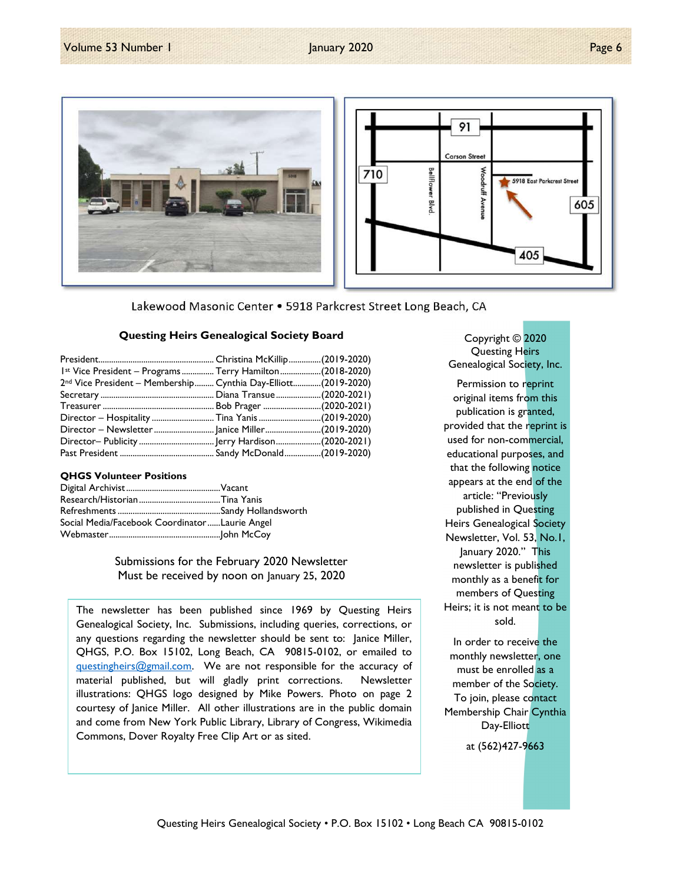Lakewood Masonic Center • 5918 Parkcrest Street Long Beach, CA

## Questing Heirs Genealogical Society Board

| | | |
|---|---|---|
| President | Christina McKillip | (2019-2020) |
| 1st Vice President – Programs | Terry Hamilton | (2018-2020) |
| 2nd Vice President – Membership | Cynthia Day-Elliott | (2019-2020) |
| Secretary | Diana Transue | (2020-2021) |
| Treasurer | Bob Prager | (2020-2021) |
| Director – Hospitality | Tina Yanis | (2019-2020) |
| Director – Newsletter | Janice Miller | (2019-2020) |
| Director– Publicity | Jerry Hardison | (2020-2021) |
| Past President | Sandy McDonald | (2019-2020) |

### QHGS Volunteer Positions

| | |
|---|---|
| Digital Archivist | Vacant |
| Research/Historian | Tina Yanis |
| Refreshments | Sandy Hollandsworth |
| Social Media/Facebook Coordinator | Laurie Angel |
| Webmaster | John McCoy |

Submissions for the February 2020 Newsletter
Must be received by noon on January 25, 2020

The newsletter has been published since 1969 by Questing Heirs Genealogical Society, Inc. Submissions, including queries, corrections, or any questions regarding the newsletter should be sent to: Janice Miller, QHGS, P.O. Box 15102, Long Beach, CA 90815-0102, or emailed to questingheirs@gmail.com. We are not responsible for the accuracy of material published, but will gladly print corrections. Newsletter illustrations: QHGS logo designed by Mike Powers. Photo on page 2 courtesy of Janice Miller. All other illustrations are in the public domain and come from New York Public Library, Library of Congress, Wikimedia Commons, Dover Royalty Free Clip Art or as sited.

Copyright © 2020 Questing Heirs Genealogical Society, Inc.

Permission to reprint original items from this publication is granted, provided that the reprint is used for non-commercial, educational purposes, and that the following notice appears at the end of the article: "Previously published in Questing Heirs Genealogical Society Newsletter, Vol. 53, No.1, January 2020." This newsletter is published monthly as a benefit for members of Questing Heirs; it is not meant to be sold.

In order to receive the monthly newsletter, one must be enrolled as a member of the Society. To join, please contact Membership Chair Cynthia Day-Elliott

at (562)427-9663

Questing Heirs Genealogical Society • P.O. Box 15102 • Long Beach CA 90815-0102